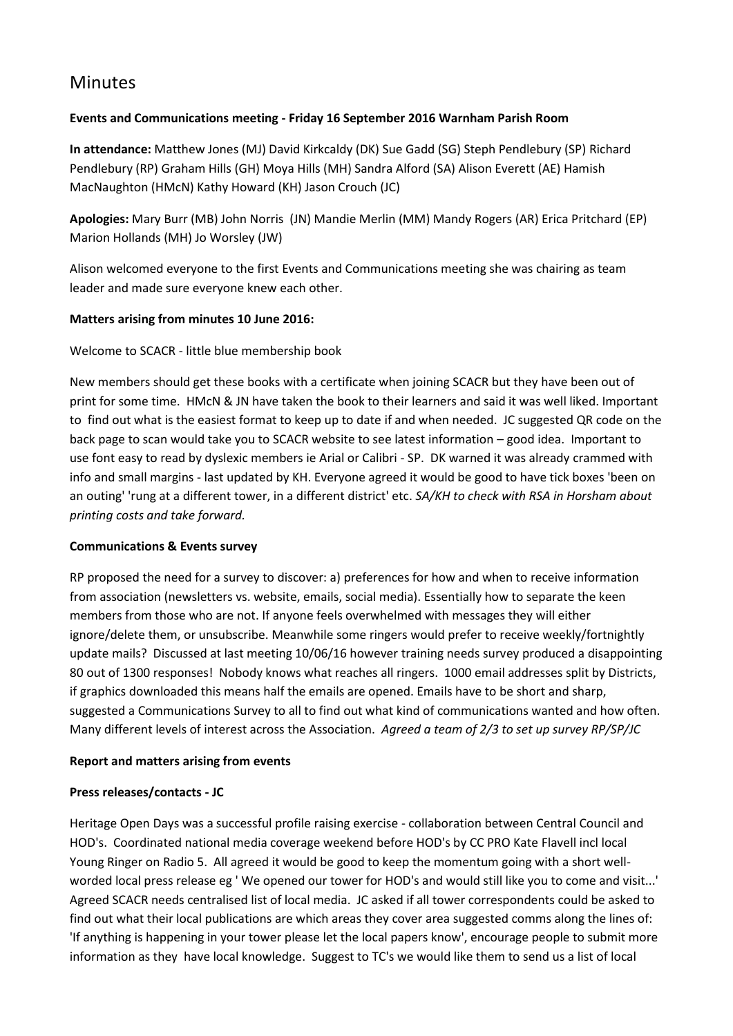# Minutes

**Events and Communications meeting - Friday 16 September 2016 Warnham Parish Room**

**In attendance:** Matthew Jones (MJ) David Kirkcaldy (DK) Sue Gadd (SG) Steph Pendlebury (SP) Richard Pendlebury (RP) Graham Hills (GH) Moya Hills (MH) Sandra Alford (SA) Alison Everett (AE) Hamish MacNaughton (HMcN) Kathy Howard (KH) Jason Crouch (JC)

**Apologies:** Mary Burr (MB) John Norris (JN) Mandie Merlin (MM) Mandy Rogers (AR) Erica Pritchard (EP) Marion Hollands (MH) Jo Worsley (JW)

Alison welcomed everyone to the first Events and Communications meeting she was chairing as team leader and made sure everyone knew each other.

**Matters arising from minutes 10 June 2016:**

Welcome to SCACR - little blue membership book

New members should get these books with a certificate when joining SCACR but they have been out of print for some time. HMcN & JN have taken the book to their learners and said it was well liked. Important to find out what is the easiest format to keep up to date if and when needed. JC suggested QR code on the back page to scan would take you to SCACR website to see latest information – good idea. Important to use font easy to read by dyslexic members ie Arial or Calibri - SP. DK warned it was already crammed with info and small margins - last updated by KH. Everyone agreed it would be good to have tick boxes 'been on an outing' 'rung at a different tower, in a different district' etc. *SA/KH to check with RSA in Horsham about printing costs and take forward.*

**Communications & Events survey**

RP proposed the need for a survey to discover: a) preferences for how and when to receive information from association (newsletters vs. website, emails, social media). Essentially how to separate the keen members from those who are not. If anyone feels overwhelmed with messages they will either ignore/delete them, or unsubscribe. Meanwhile some ringers would prefer to receive weekly/fortnightly update mails? Discussed at last meeting 10/06/16 however training needs survey produced a disappointing 80 out of 1300 responses! Nobody knows what reaches all ringers. 1000 email addresses split by Districts, if graphics downloaded this means half the emails are opened. Emails have to be short and sharp, suggested a Communications Survey to all to find out what kind of communications wanted and how often. Many different levels of interest across the Association. *Agreed a team of 2/3 to set up survey RP/SP/JC*

**Report and matters arising from events**

**Press releases/contacts - JC**

Heritage Open Days was a successful profile raising exercise - collaboration between Central Council and HOD's. Coordinated national media coverage weekend before HOD's by CC PRO Kate Flavell incl local Young Ringer on Radio 5. All agreed it would be good to keep the momentum going with a short well-worded local press release eg ' We opened our tower for HOD's and would still like you to come and visit...' Agreed SCACR needs centralised list of local media. JC asked if all tower correspondents could be asked to find out what their local publications are which areas they cover area suggested comms along the lines of: 'If anything is happening in your tower please let the local papers know', encourage people to submit more information as they have local knowledge. Suggest to TC's we would like them to send us a list of local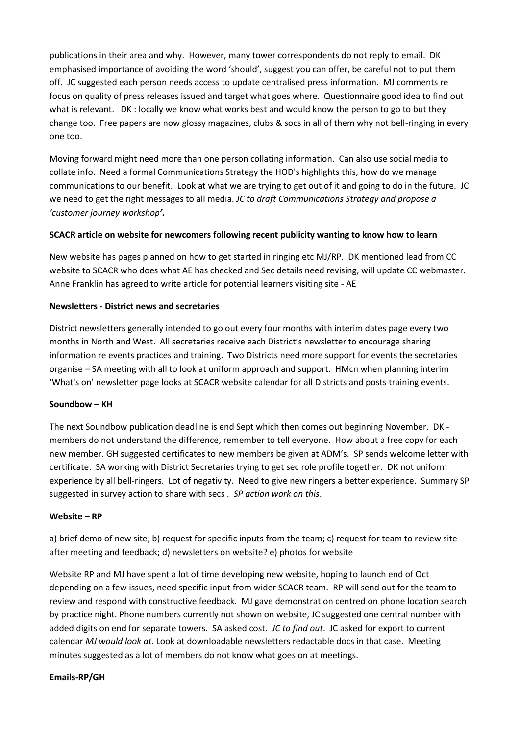publications in their area and why. However, many tower correspondents do not reply to email. DK emphasised importance of avoiding the word 'should', suggest you can offer, be careful not to put them off. JC suggested each person needs access to update centralised press information. MJ comments re focus on quality of press releases issued and target what goes where. Questionnaire good idea to find out what is relevant. DK : locally we know what works best and would know the person to go to but they change too. Free papers are now glossy magazines, clubs & socs in all of them why not bell-ringing in every one too.

Moving forward might need more than one person collating information. Can also use social media to collate info. Need a formal Communications Strategy the HOD's highlights this, how do we manage communications to our benefit. Look at what we are trying to get out of it and going to do in the future. JC we need to get the right messages to all media. *JC to draft Communications Strategy and propose a 'customer journey workshop'.*

**SCACR article on website for newcomers following recent publicity wanting to know how to learn**

New website has pages planned on how to get started in ringing etc MJ/RP. DK mentioned lead from CC website to SCACR who does what AE has checked and Sec details need revising, will update CC webmaster. Anne Franklin has agreed to write article for potential learners visiting site - AE

**Newsletters - District news and secretaries**

District newsletters generally intended to go out every four months with interim dates page every two months in North and West. All secretaries receive each District's newsletter to encourage sharing information re events practices and training. Two Districts need more support for events the secretaries organise – SA meeting with all to look at uniform approach and support. HMcn when planning interim 'What's on' newsletter page looks at SCACR website calendar for all Districts and posts training events.

**Soundbow – KH**

The next Soundbow publication deadline is end Sept which then comes out beginning November. DK - members do not understand the difference, remember to tell everyone. How about a free copy for each new member. GH suggested certificates to new members be given at ADM's. SP sends welcome letter with certificate. SA working with District Secretaries trying to get sec role profile together. DK not uniform experience by all bell-ringers. Lot of negativity. Need to give new ringers a better experience. Summary SP suggested in survey action to share with secs . *SP action work on this*.

**Website – RP**

a) brief demo of new site; b) request for specific inputs from the team; c) request for team to review site after meeting and feedback; d) newsletters on website? e) photos for website

Website RP and MJ have spent a lot of time developing new website, hoping to launch end of Oct depending on a few issues, need specific input from wider SCACR team. RP will send out for the team to review and respond with constructive feedback. MJ gave demonstration centred on phone location search by practice night. Phone numbers currently not shown on website, JC suggested one central number with added digits on end for separate towers. SA asked cost. *JC to find out*. JC asked for export to current calendar *MJ would look at*. Look at downloadable newsletters redactable docs in that case. Meeting minutes suggested as a lot of members do not know what goes on at meetings.

**Emails-RP/GH**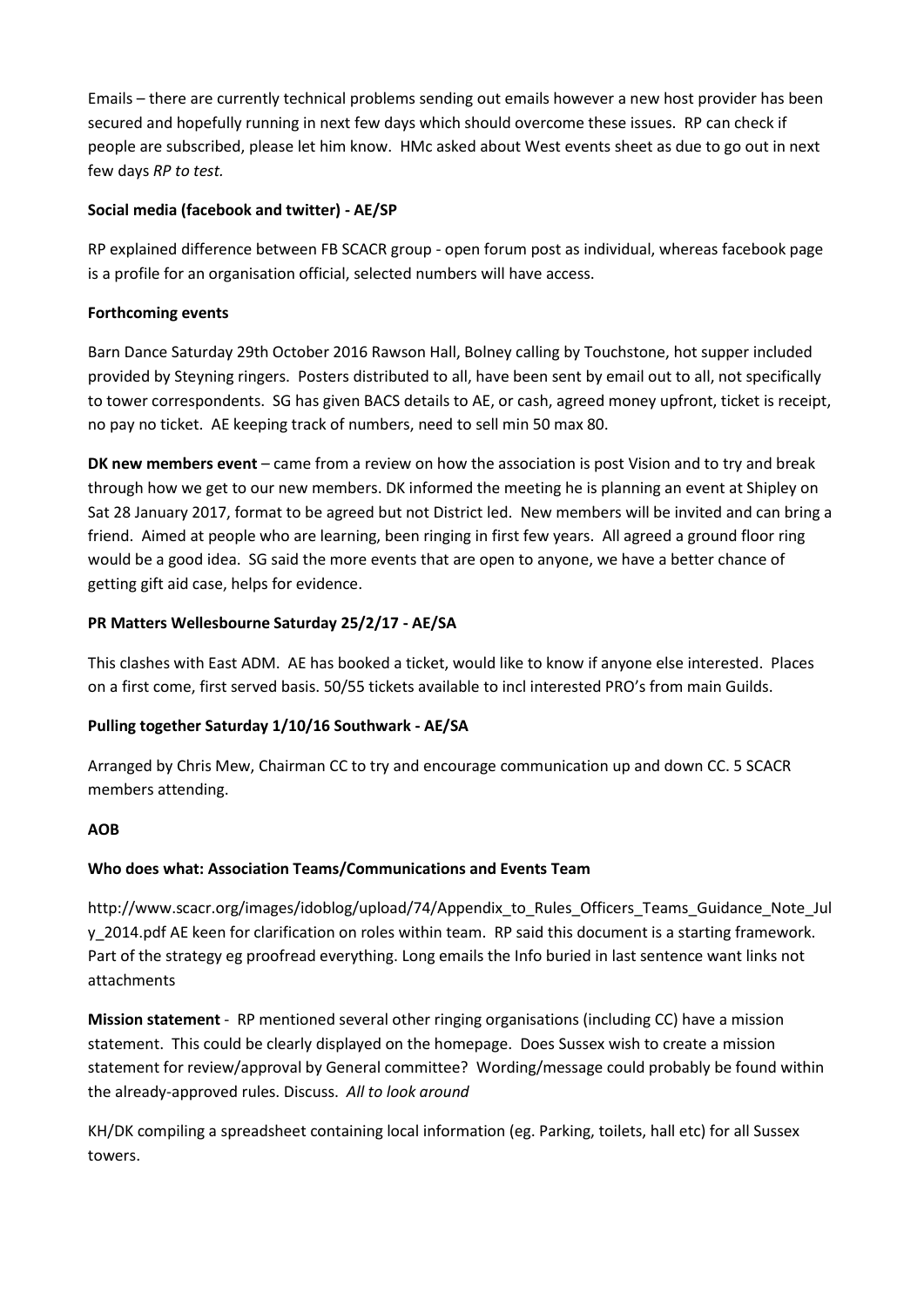Emails – there are currently technical problems sending out emails however a new host provider has been secured and hopefully running in next few days which should overcome these issues. RP can check if people are subscribed, please let him know. HMc asked about West events sheet as due to go out in next few days *RP to test.*

**Social media (facebook and twitter) - AE/SP**

RP explained difference between FB SCACR group - open forum post as individual, whereas facebook page is a profile for an organisation official, selected numbers will have access.

**Forthcoming events**

Barn Dance Saturday 29th October 2016 Rawson Hall, Bolney calling by Touchstone, hot supper included provided by Steyning ringers. Posters distributed to all, have been sent by email out to all, not specifically to tower correspondents. SG has given BACS details to AE, or cash, agreed money upfront, ticket is receipt, no pay no ticket. AE keeping track of numbers, need to sell min 50 max 80.

**DK new members event** – came from a review on how the association is post Vision and to try and break through how we get to our new members. DK informed the meeting he is planning an event at Shipley on Sat 28 January 2017, format to be agreed but not District led. New members will be invited and can bring a friend. Aimed at people who are learning, been ringing in first few years. All agreed a ground floor ring would be a good idea. SG said the more events that are open to anyone, we have a better chance of getting gift aid case, helps for evidence.

**PR Matters Wellesbourne Saturday 25/2/17 - AE/SA**

This clashes with East ADM. AE has booked a ticket, would like to know if anyone else interested. Places on a first come, first served basis. 50/55 tickets available to incl interested PRO's from main Guilds.

**Pulling together Saturday 1/10/16 Southwark - AE/SA**

Arranged by Chris Mew, Chairman CC to try and encourage communication up and down CC. 5 SCACR members attending.

**AOB**

**Who does what: Association Teams/Communications and Events Team**

http://www.scacr.org/images/idoblog/upload/74/Appendix_to_Rules_Officers_Teams_Guidance_Note_July_2014.pdf AE keen for clarification on roles within team. RP said this document is a starting framework. Part of the strategy eg proofread everything. Long emails the Info buried in last sentence want links not attachments

**Mission statement** - RP mentioned several other ringing organisations (including CC) have a mission statement. This could be clearly displayed on the homepage. Does Sussex wish to create a mission statement for review/approval by General committee? Wording/message could probably be found within the already-approved rules. Discuss. *All to look around*

KH/DK compiling a spreadsheet containing local information (eg. Parking, toilets, hall etc) for all Sussex towers.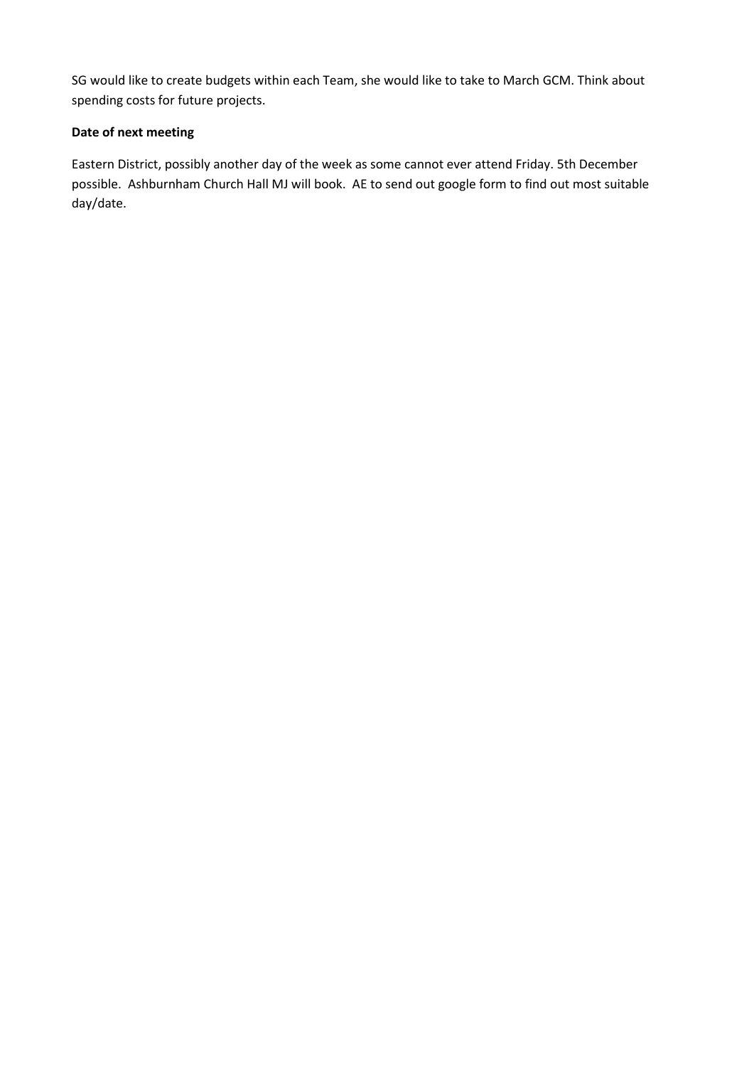SG would like to create budgets within each Team, she would like to take to March GCM. Think about spending costs for future projects.

**Date of next meeting**

Eastern District, possibly another day of the week as some cannot ever attend Friday. 5th December possible. Ashburnham Church Hall MJ will book. AE to send out google form to find out most suitable day/date.